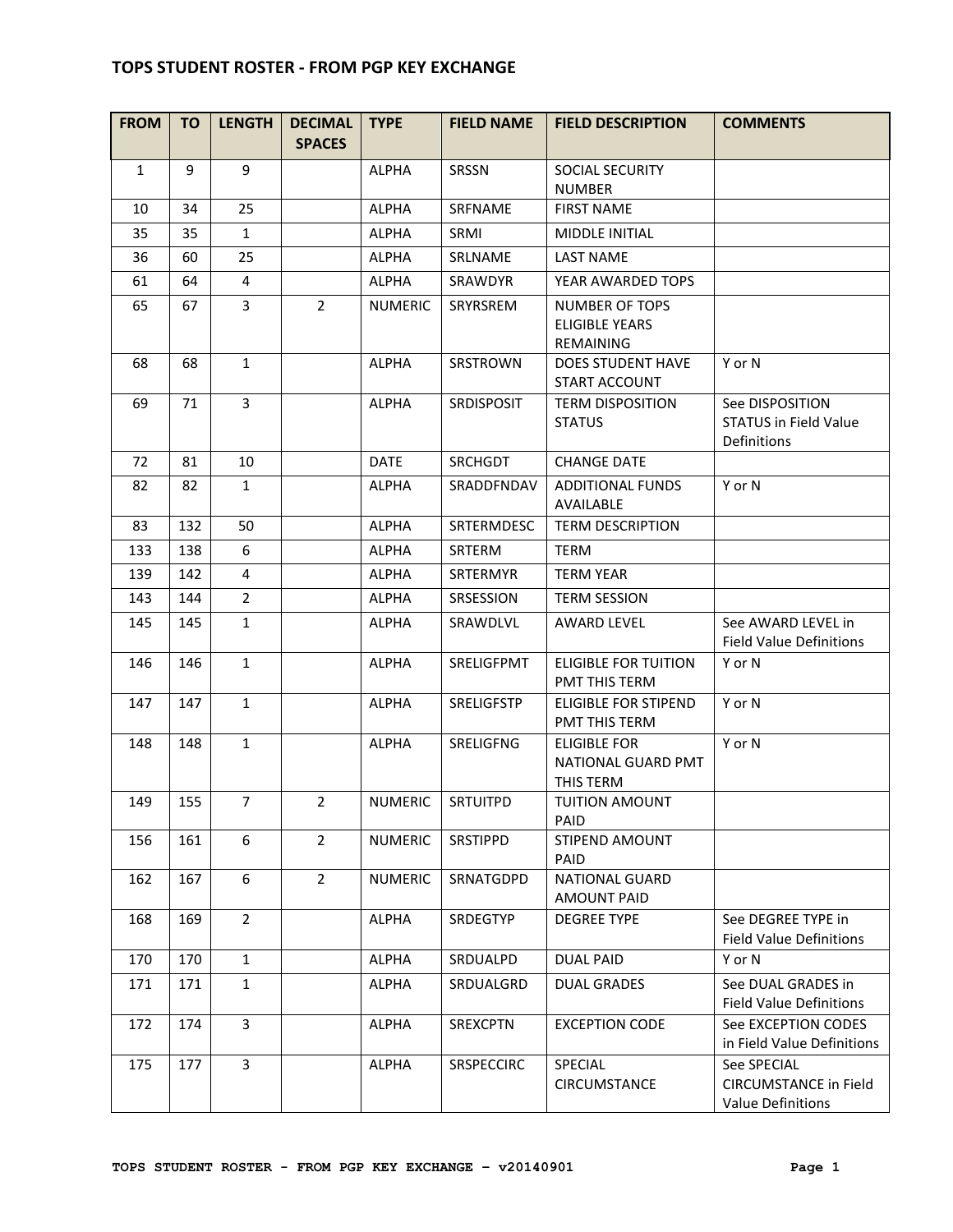## TOPS STUDENT ROSTER - FROM PGP KEY EXCHANGE

| FROM | TO | LENGTH | DECIMAL SPACES | TYPE | FIELD NAME | FIELD DESCRIPTION | COMMENTS |
|---|---|---|---|---|---|---|---|
| 1 | 9 | 9 | | ALPHA | SRSSN | SOCIAL SECURITY NUMBER | |
| 10 | 34 | 25 | | ALPHA | SRFNAME | FIRST NAME | |
| 35 | 35 | 1 | | ALPHA | SRMI | MIDDLE INITIAL | |
| 36 | 60 | 25 | | ALPHA | SRLNAME | LAST NAME | |
| 61 | 64 | 4 | | ALPHA | SRAWDYR | YEAR AWARDED TOPS | |
| 65 | 67 | 3 | 2 | NUMERIC | SRYRSREM | NUMBER OF TOPS ELIGIBLE YEARS REMAINING | |
| 68 | 68 | 1 | | ALPHA | SRSTROWN | DOES STUDENT HAVE START ACCOUNT | Y or N |
| 69 | 71 | 3 | | ALPHA | SRDISPOSIT | TERM DISPOSITION STATUS | See DISPOSITION STATUS in Field Value Definitions |
| 72 | 81 | 10 | | DATE | SRCHGDT | CHANGE DATE | |
| 82 | 82 | 1 | | ALPHA | SRADDFNDAV | ADDITIONAL FUNDS AVAILABLE | Y or N |
| 83 | 132 | 50 | | ALPHA | SRTERMDESC | TERM DESCRIPTION | |
| 133 | 138 | 6 | | ALPHA | SRTERM | TERM | |
| 139 | 142 | 4 | | ALPHA | SRTERMYR | TERM YEAR | |
| 143 | 144 | 2 | | ALPHA | SRSESSION | TERM SESSION | |
| 145 | 145 | 1 | | ALPHA | SRAWDLVL | AWARD LEVEL | See AWARD LEVEL in Field Value Definitions |
| 146 | 146 | 1 | | ALPHA | SRELIGFPMT | ELIGIBLE FOR TUITION PMT THIS TERM | Y or N |
| 147 | 147 | 1 | | ALPHA | SRELIGFSTP | ELIGIBLE FOR STIPEND PMT THIS TERM | Y or N |
| 148 | 148 | 1 | | ALPHA | SRELIGFNG | ELIGIBLE FOR NATIONAL GUARD PMT THIS TERM | Y or N |
| 149 | 155 | 7 | 2 | NUMERIC | SRTUITPD | TUITION AMOUNT PAID | |
| 156 | 161 | 6 | 2 | NUMERIC | SRSTIPPD | STIPEND AMOUNT PAID | |
| 162 | 167 | 6 | 2 | NUMERIC | SRNATGDPD | NATIONAL GUARD AMOUNT PAID | |
| 168 | 169 | 2 | | ALPHA | SRDEGTYP | DEGREE TYPE | See DEGREE TYPE in Field Value Definitions |
| 170 | 170 | 1 | | ALPHA | SRDUALPD | DUAL PAID | Y or N |
| 171 | 171 | 1 | | ALPHA | SRDUALGRD | DUAL GRADES | See DUAL GRADES in Field Value Definitions |
| 172 | 174 | 3 | | ALPHA | SREXCPTN | EXCEPTION CODE | See EXCEPTION CODES in Field Value Definitions |
| 175 | 177 | 3 | | ALPHA | SRSPECCIRC | SPECIAL CIRCUMSTANCE | See SPECIAL CIRCUMSTANCE in Field Value Definitions |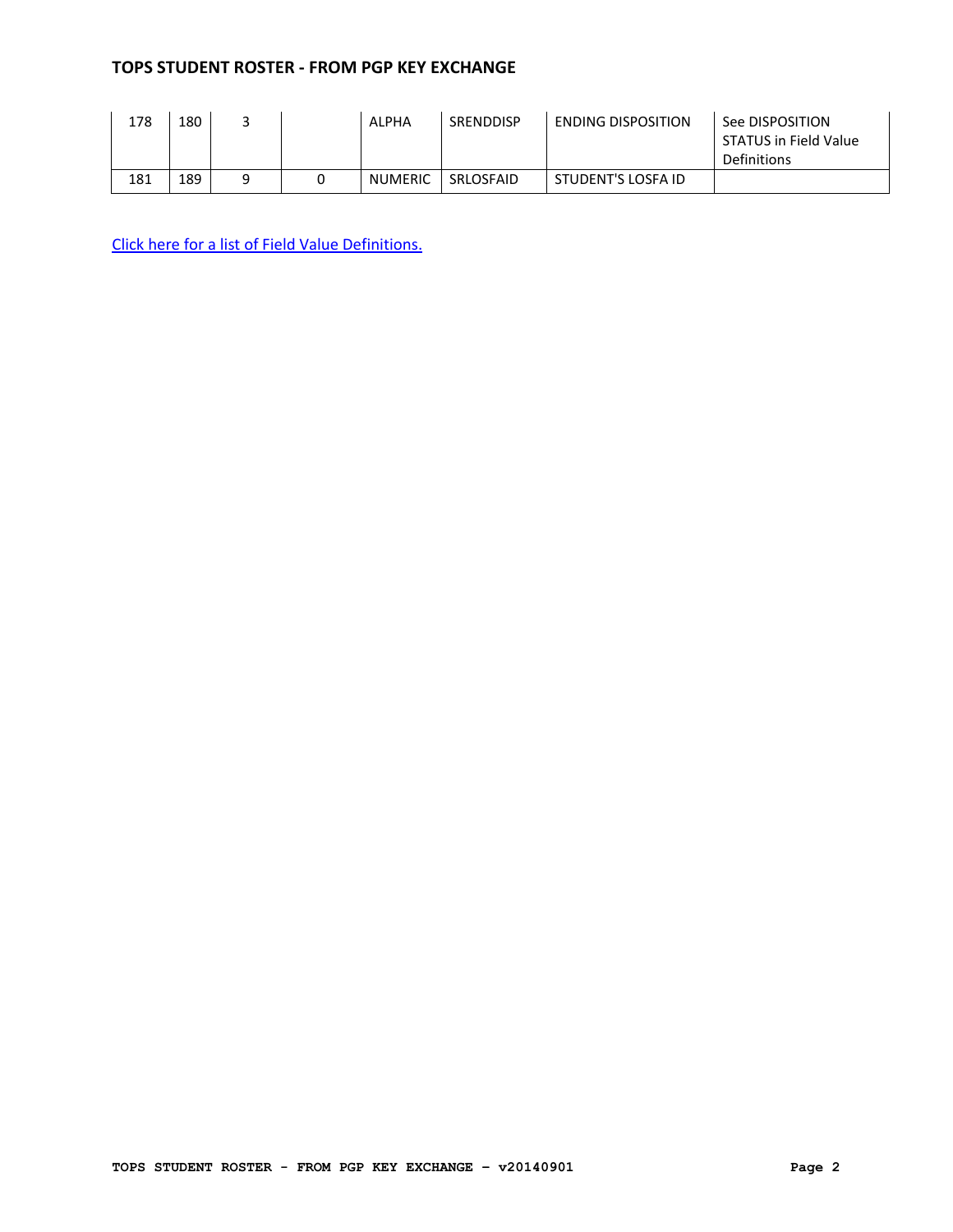| | | | | | | | |
|---|---|---|---|---|---|---|---|
| 178 | 180 | 3 | | ALPHA | SRENDDISP | ENDING DISPOSITION | See DISPOSITION STATUS in Field Value Definitions |
| 181 | 189 | 9 | 0 | NUMERIC | SRLOSFAID | STUDENT'S LOSFA ID | |

Click here for a list of Field Value Definitions.